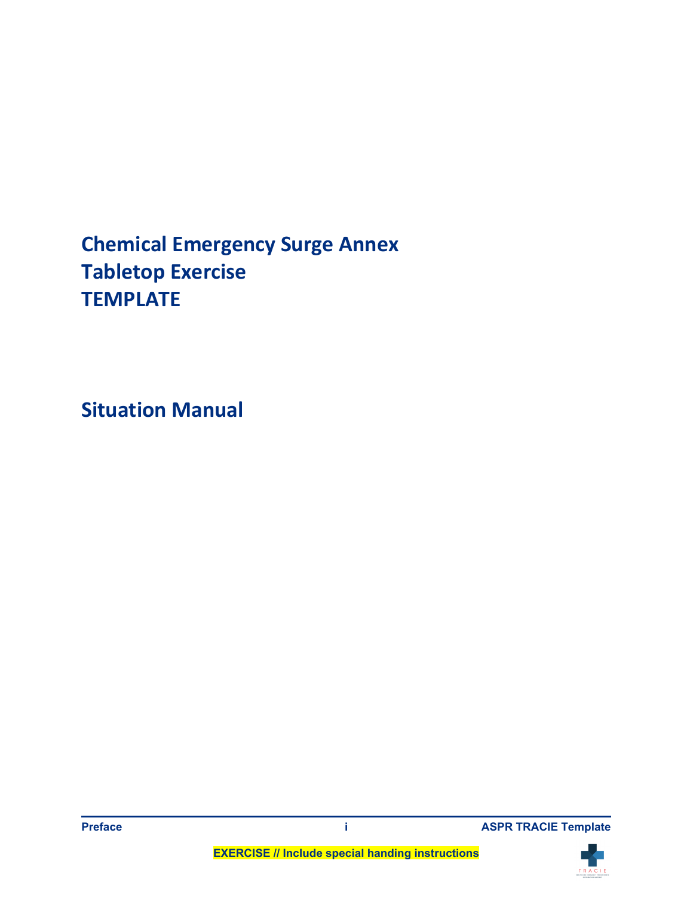# Chemical Emergency Surge Annex Tabletop Exercise TEMPLATE

## Situation Manual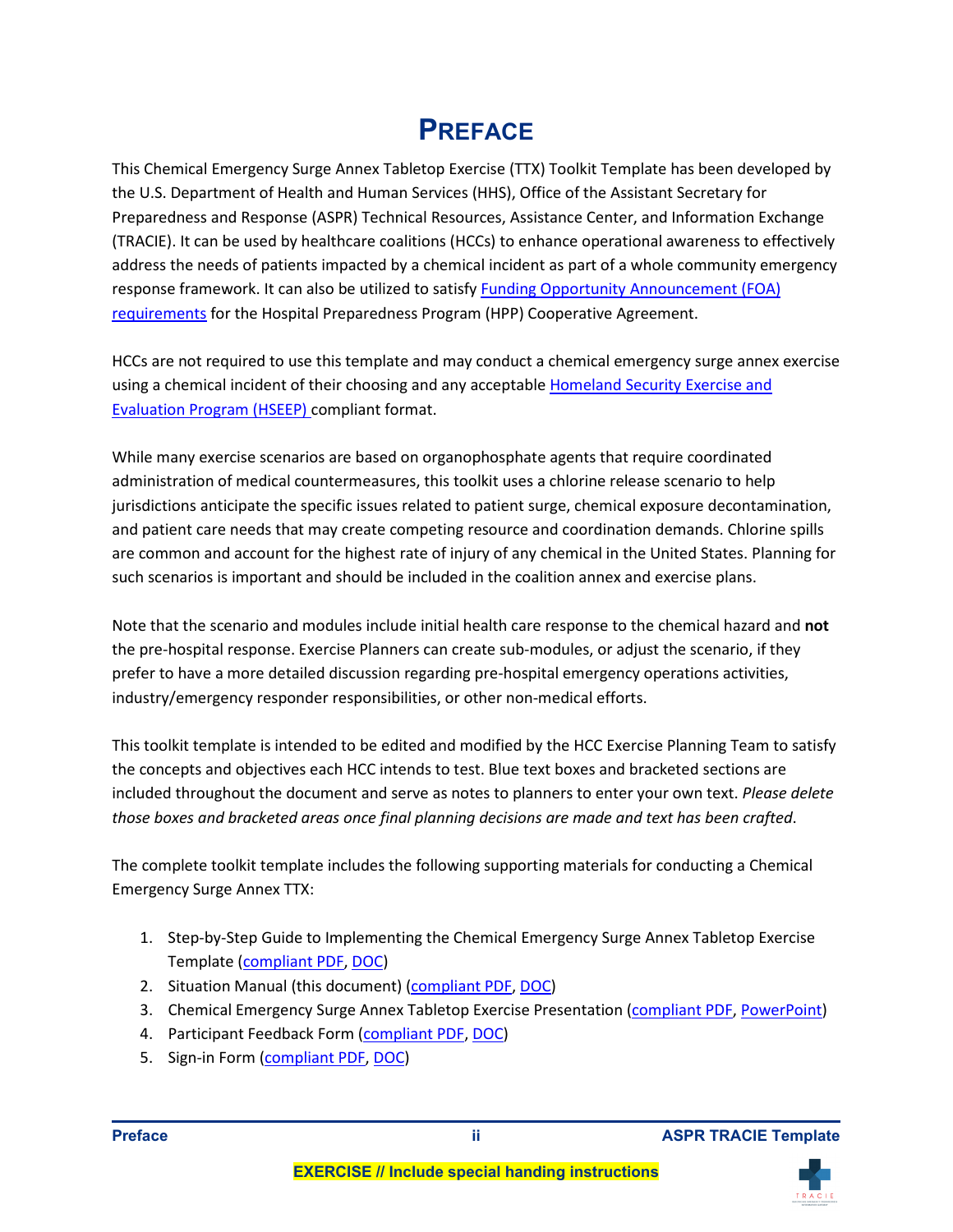# PREFACE

This Chemical Emergency Surge Annex Tabletop Exercise (TTX) Toolkit Template has been developed by the U.S. Department of Health and Human Services (HHS), Office of the Assistant Secretary for Preparedness and Response (ASPR) Technical Resources, Assistance Center, and Information Exchange (TRACIE). It can be used by healthcare coalitions (HCCs) to enhance operational awareness to effectively address the needs of patients impacted by a chemical incident as part of a whole community emergency response framework. It can also be utilized to satisfy Funding Opportunity Announcement (FOA) requirements for the Hospital Preparedness Program (HPP) Cooperative Agreement.

HCCs are not required to use this template and may conduct a chemical emergency surge annex exercise using a chemical incident of their choosing and any acceptable Homeland Security Exercise and Evaluation Program (HSEEP) compliant format.

While many exercise scenarios are based on organophosphate agents that require coordinated administration of medical countermeasures, this toolkit uses a chlorine release scenario to help jurisdictions anticipate the specific issues related to patient surge, chemical exposure decontamination, and patient care needs that may create competing resource and coordination demands. Chlorine spills are common and account for the highest rate of injury of any chemical in the United States. Planning for such scenarios is important and should be included in the coalition annex and exercise plans.

Note that the scenario and modules include initial health care response to the chemical hazard and **not** the pre-hospital response. Exercise Planners can create sub-modules, or adjust the scenario, if they prefer to have a more detailed discussion regarding pre-hospital emergency operations activities, industry/emergency responder responsibilities, or other non-medical efforts.

This toolkit template is intended to be edited and modified by the HCC Exercise Planning Team to satisfy the concepts and objectives each HCC intends to test. Blue text boxes and bracketed sections are included throughout the document and serve as notes to planners to enter your own text. *Please delete those boxes and bracketed areas once final planning decisions are made and text has been crafted*.

The complete toolkit template includes the following supporting materials for conducting a Chemical Emergency Surge Annex TTX:

1. Step-by-Step Guide to Implementing the Chemical Emergency Surge Annex Tabletop Exercise Template (compliant PDF, DOC)
2. Situation Manual (this document) (compliant PDF, DOC)
3. Chemical Emergency Surge Annex Tabletop Exercise Presentation (compliant PDF, PowerPoint)
4. Participant Feedback Form (compliant PDF, DOC)
5. Sign-in Form (compliant PDF, DOC)

EXERCISE // Include special handing instructions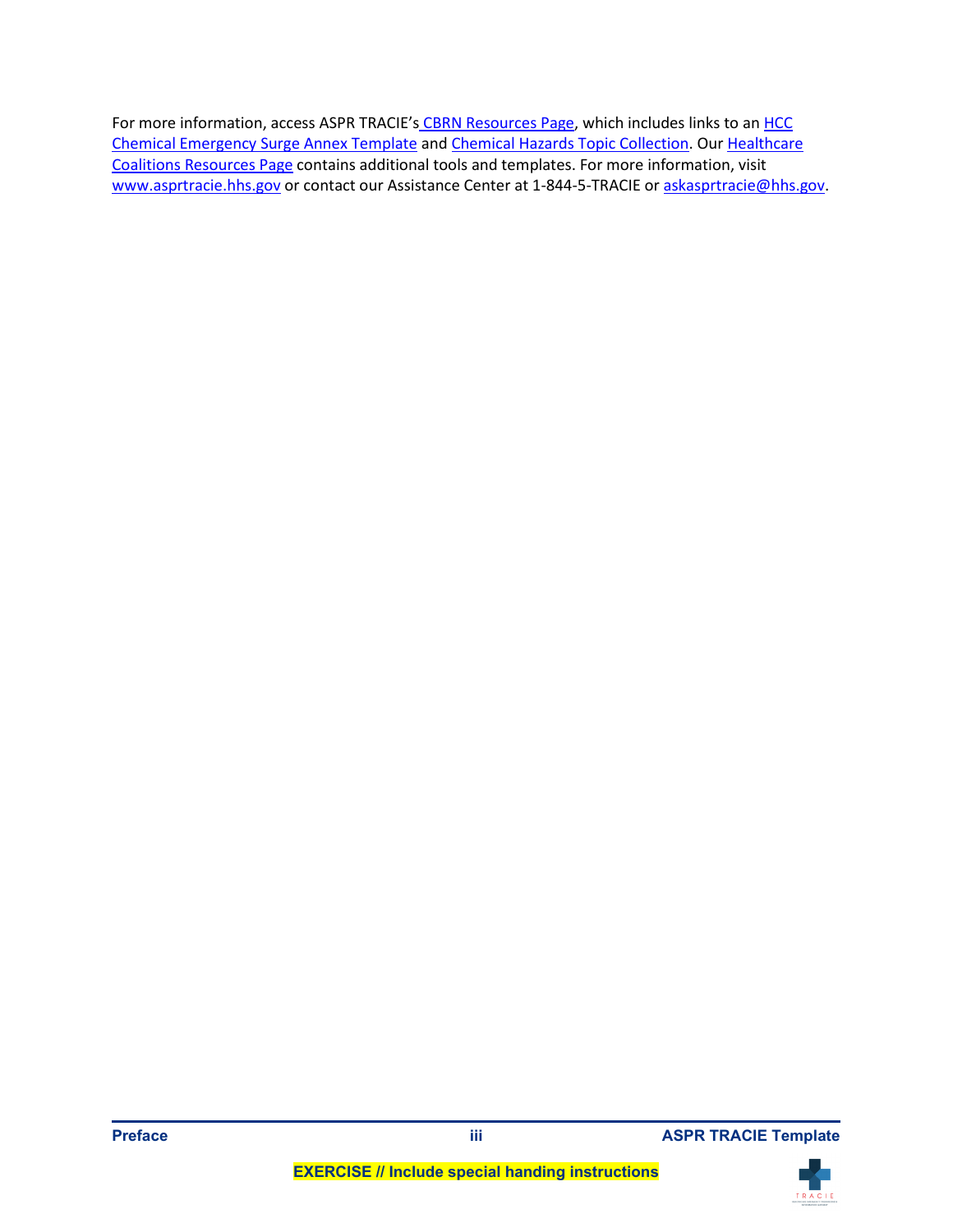For more information, access ASPR TRACIE's CBRN Resources Page, which includes links to an HCC Chemical Emergency Surge Annex Template and Chemical Hazards Topic Collection. Our Healthcare Coalitions Resources Page contains additional tools and templates. For more information, visit www.asprtracie.hhs.gov or contact our Assistance Center at 1-844-5-TRACIE or askasprtracie@hhs.gov.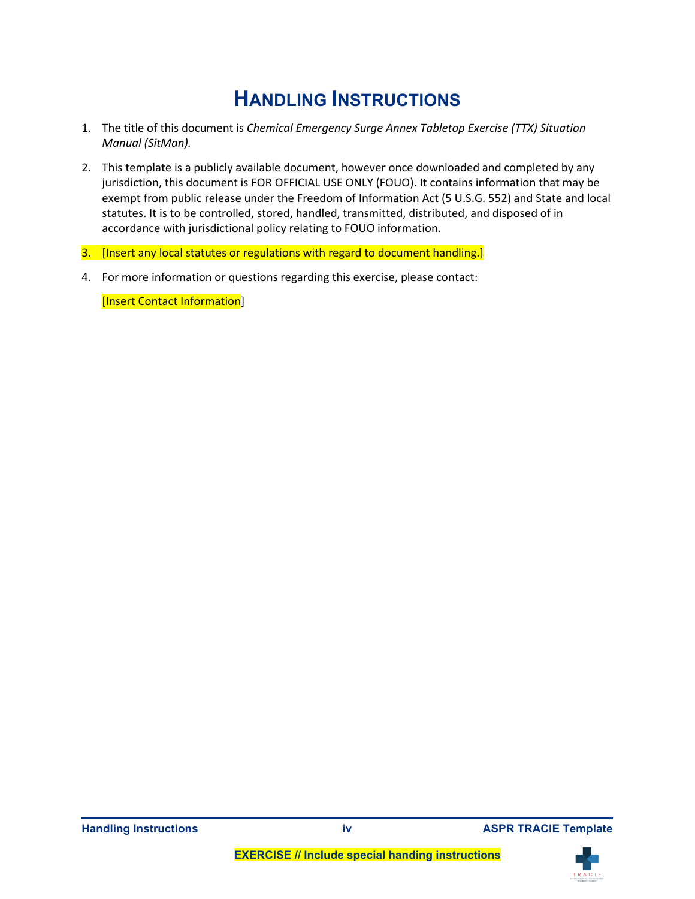# HANDLING INSTRUCTIONS

1. The title of this document is *Chemical Emergency Surge Annex Tabletop Exercise (TTX) Situation Manual (SitMan).*
2. This template is a publicly available document, however once downloaded and completed by any jurisdiction, this document is FOR OFFICIAL USE ONLY (FOUO). It contains information that may be exempt from public release under the Freedom of Information Act (5 U.S.G. 552) and State and local statutes. It is to be controlled, stored, handled, transmitted, distributed, and disposed of in accordance with jurisdictional policy relating to FOUO information.
3. [Insert any local statutes or regulations with regard to document handling.]
4. For more information or questions regarding this exercise, please contact:

   [Insert Contact Information]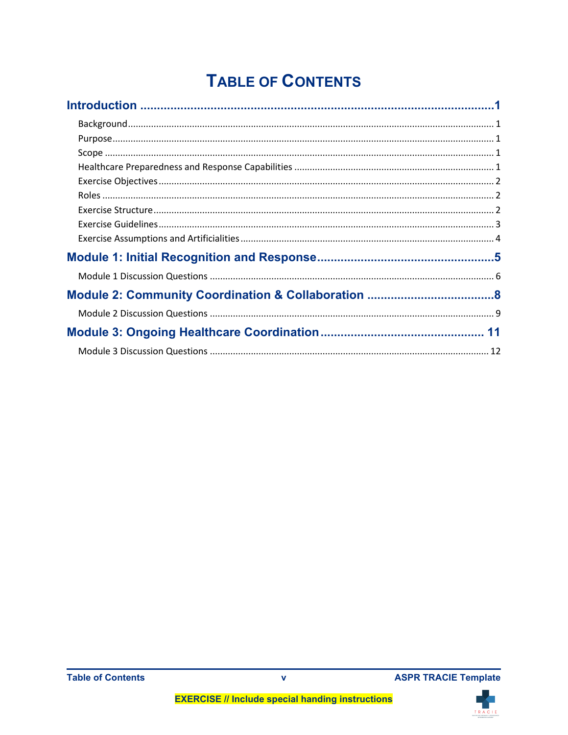# Table of Contents

**Introduction ......................................................................................... 1**

- Background ......................................................................................... 1
- Purpose ......................................................................................... 1
- Scope ......................................................................................... 1
- Healthcare Preparedness and Response Capabilities ......................................................................................... 1
- Exercise Objectives ......................................................................................... 2
- Roles ......................................................................................... 2
- Exercise Structure ......................................................................................... 2
- Exercise Guidelines ......................................................................................... 3
- Exercise Assumptions and Artificialities ......................................................................................... 4

**Module 1: Initial Recognition and Response ......................................................................................... 5**

- Module 1 Discussion Questions ......................................................................................... 6

**Module 2: Community Coordination & Collaboration ......................................................................................... 8**

- Module 2 Discussion Questions ......................................................................................... 9

**Module 3: Ongoing Healthcare Coordination ......................................................................................... 11**

- Module 3 Discussion Questions ......................................................................................... 12

EXERCISE // Include special handing instructions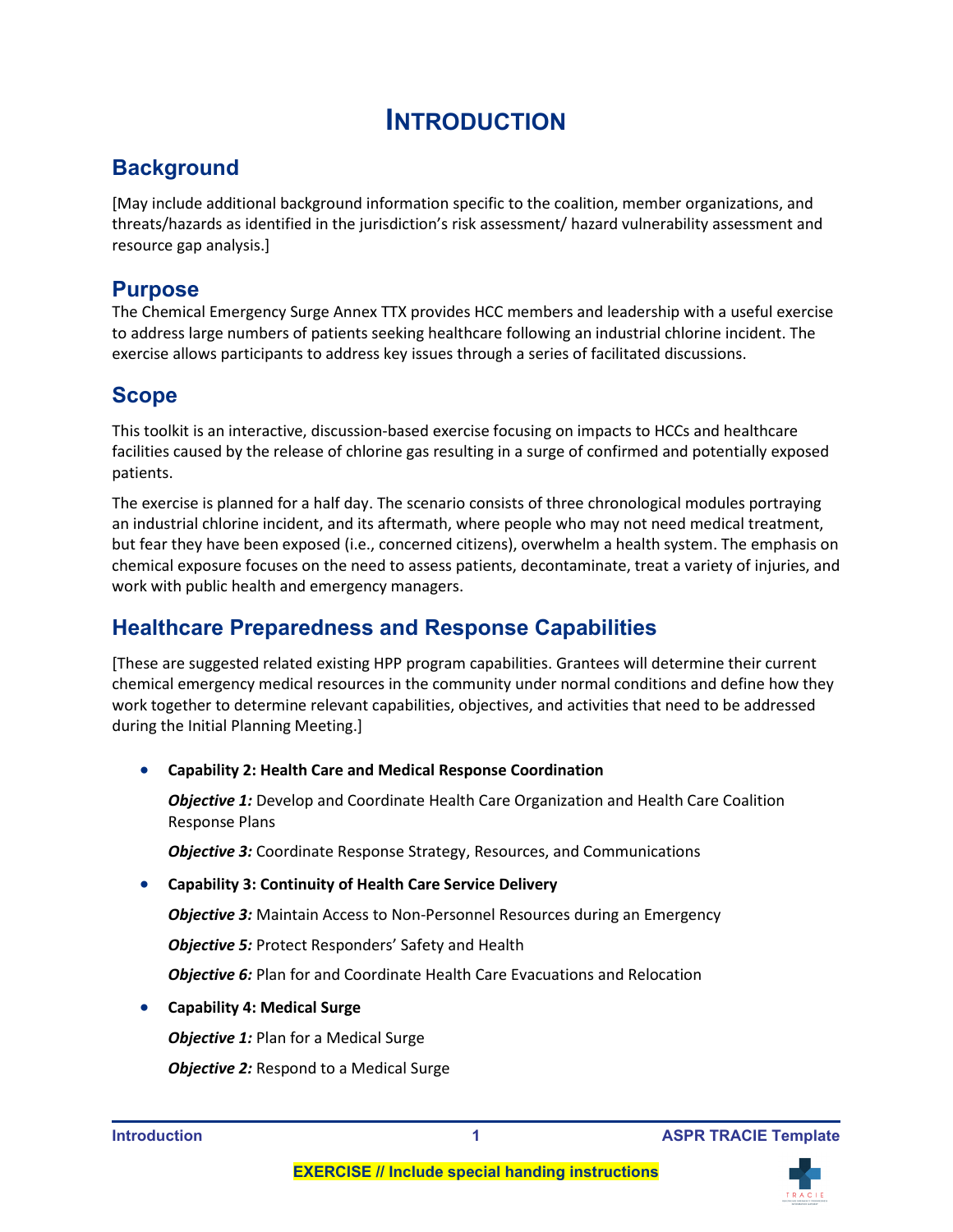# INTRODUCTION

## Background

[May include additional background information specific to the coalition, member organizations, and threats/hazards as identified in the jurisdiction's risk assessment/ hazard vulnerability assessment and resource gap analysis.]

## Purpose

The Chemical Emergency Surge Annex TTX provides HCC members and leadership with a useful exercise to address large numbers of patients seeking healthcare following an industrial chlorine incident. The exercise allows participants to address key issues through a series of facilitated discussions.

## Scope

This toolkit is an interactive, discussion-based exercise focusing on impacts to HCCs and healthcare facilities caused by the release of chlorine gas resulting in a surge of confirmed and potentially exposed patients.

The exercise is planned for a half day. The scenario consists of three chronological modules portraying an industrial chlorine incident, and its aftermath, where people who may not need medical treatment, but fear they have been exposed (i.e., concerned citizens), overwhelm a health system. The emphasis on chemical exposure focuses on the need to assess patients, decontaminate, treat a variety of injuries, and work with public health and emergency managers.

## Healthcare Preparedness and Response Capabilities

[These are suggested related existing HPP program capabilities. Grantees will determine their current chemical emergency medical resources in the community under normal conditions and define how they work together to determine relevant capabilities, objectives, and activities that need to be addressed during the Initial Planning Meeting.]

- **Capability 2: Health Care and Medical Response Coordination**

  ***Objective 1:*** Develop and Coordinate Health Care Organization and Health Care Coalition Response Plans

  ***Objective 3:*** Coordinate Response Strategy, Resources, and Communications

- **Capability 3: Continuity of Health Care Service Delivery**

  ***Objective 3:*** Maintain Access to Non-Personnel Resources during an Emergency

  ***Objective 5:*** Protect Responders' Safety and Health

  ***Objective 6:*** Plan for and Coordinate Health Care Evacuations and Relocation

- **Capability 4: Medical Surge**

  ***Objective 1:*** Plan for a Medical Surge

  ***Objective 2:*** Respond to a Medical Surge

**EXERCISE // Include special handing instructions**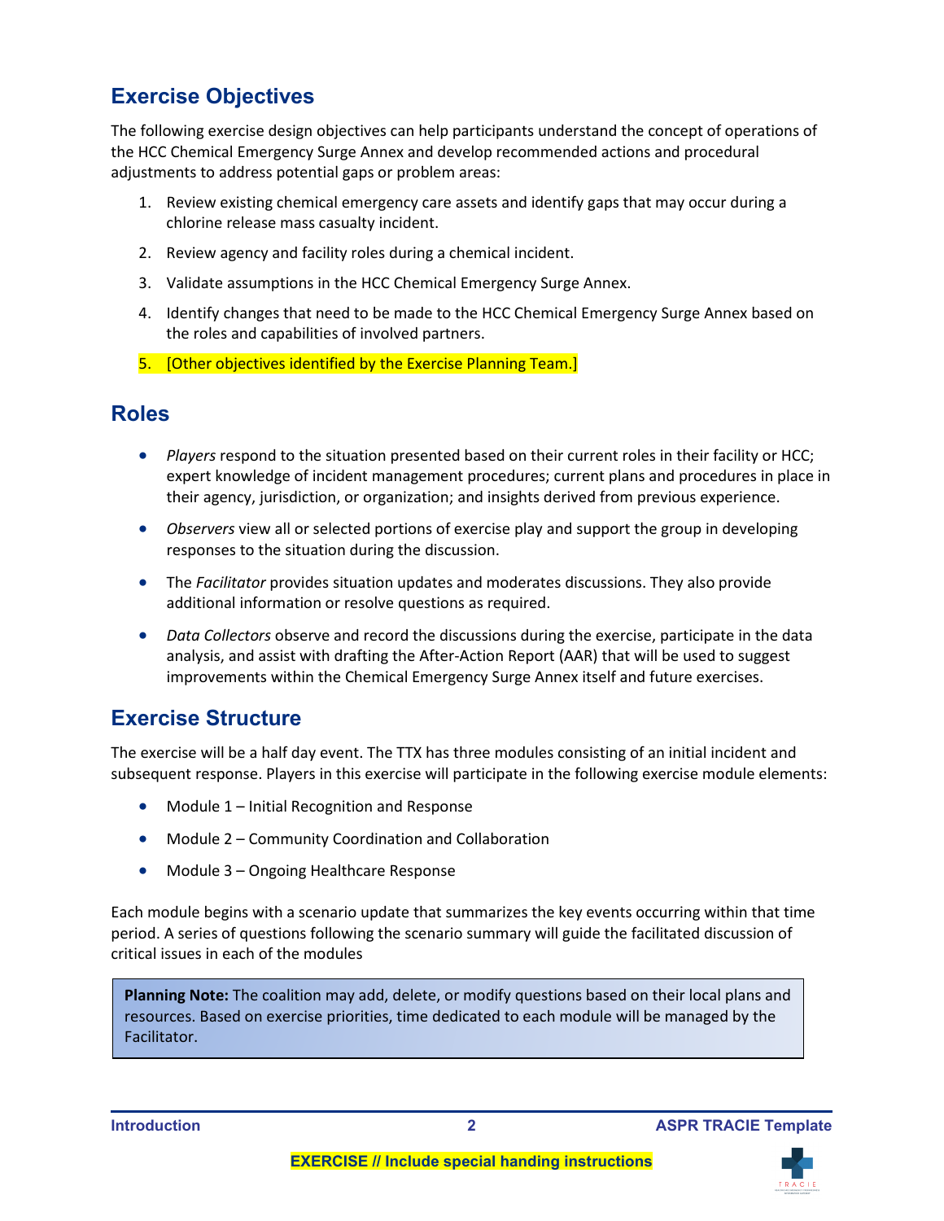## Exercise Objectives

The following exercise design objectives can help participants understand the concept of operations of the HCC Chemical Emergency Surge Annex and develop recommended actions and procedural adjustments to address potential gaps or problem areas:

1. Review existing chemical emergency care assets and identify gaps that may occur during a chlorine release mass casualty incident.
2. Review agency and facility roles during a chemical incident.
3. Validate assumptions in the HCC Chemical Emergency Surge Annex.
4. Identify changes that need to be made to the HCC Chemical Emergency Surge Annex based on the roles and capabilities of involved partners.
5. [Other objectives identified by the Exercise Planning Team.]

## Roles

- *Players* respond to the situation presented based on their current roles in their facility or HCC; expert knowledge of incident management procedures; current plans and procedures in place in their agency, jurisdiction, or organization; and insights derived from previous experience.
- *Observers* view all or selected portions of exercise play and support the group in developing responses to the situation during the discussion.
- The *Facilitator* provides situation updates and moderates discussions. They also provide additional information or resolve questions as required.
- *Data Collectors* observe and record the discussions during the exercise, participate in the data analysis, and assist with drafting the After-Action Report (AAR) that will be used to suggest improvements within the Chemical Emergency Surge Annex itself and future exercises.

## Exercise Structure

The exercise will be a half day event. The TTX has three modules consisting of an initial incident and subsequent response. Players in this exercise will participate in the following exercise module elements:

- Module 1 – Initial Recognition and Response
- Module 2 – Community Coordination and Collaboration
- Module 3 – Ongoing Healthcare Response

Each module begins with a scenario update that summarizes the key events occurring within that time period. A series of questions following the scenario summary will guide the facilitated discussion of critical issues in each of the modules

**Planning Note:** The coalition may add, delete, or modify questions based on their local plans and resources. Based on exercise priorities, time dedicated to each module will be managed by the Facilitator.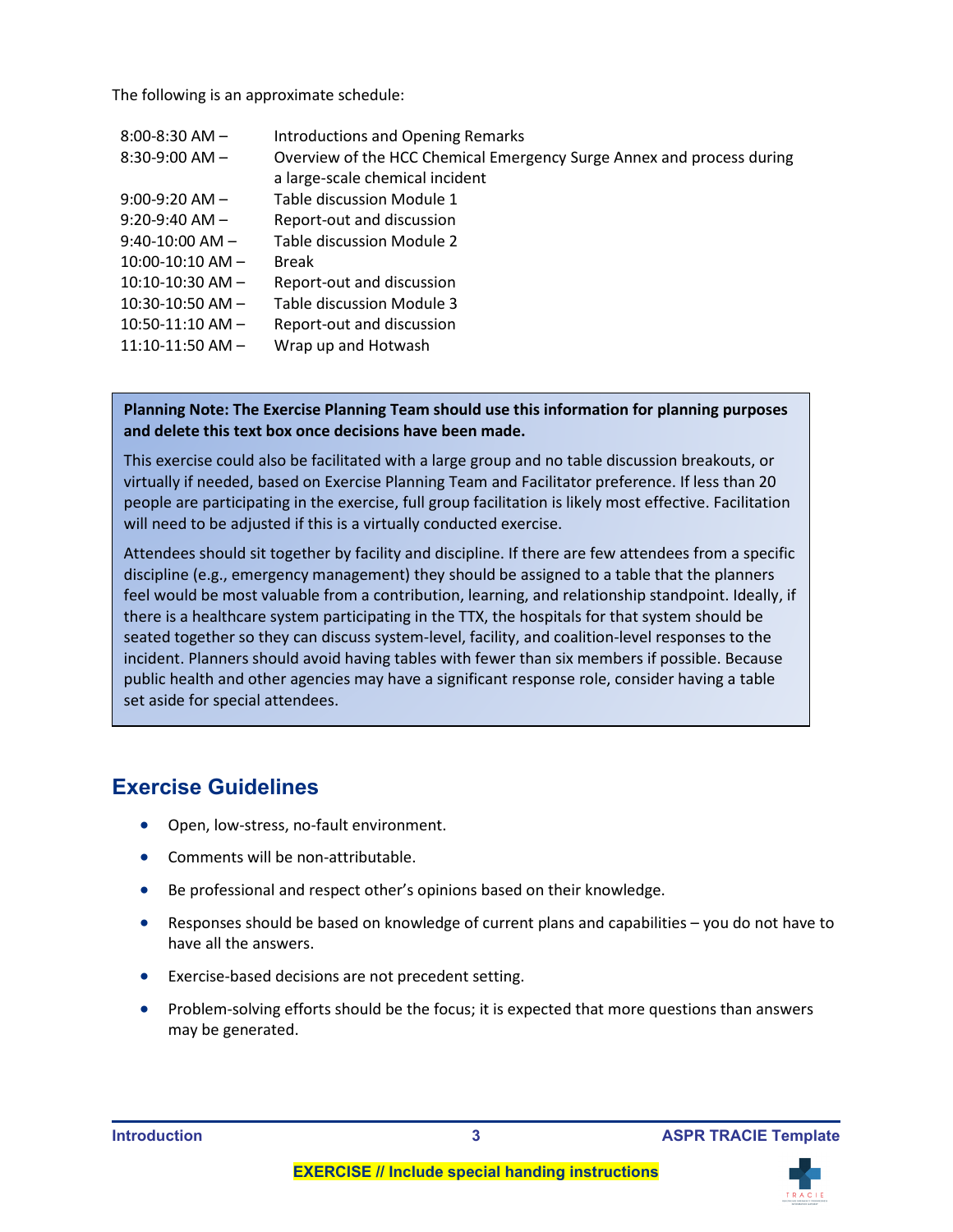The following is an approximate schedule:

| | |
|---|---|
| 8:00-8:30 AM – | Introductions and Opening Remarks |
| 8:30-9:00 AM – | Overview of the HCC Chemical Emergency Surge Annex and process during a large-scale chemical incident |
| 9:00-9:20 AM – | Table discussion Module 1 |
| 9:20-9:40 AM – | Report-out and discussion |
| 9:40-10:00 AM – | Table discussion Module 2 |
| 10:00-10:10 AM – | Break |
| 10:10-10:30 AM – | Report-out and discussion |
| 10:30-10:50 AM – | Table discussion Module 3 |
| 10:50-11:10 AM – | Report-out and discussion |
| 11:10-11:50 AM – | Wrap up and Hotwash |

> **Planning Note: The Exercise Planning Team should use this information for planning purposes and delete this text box once decisions have been made.**
>
> This exercise could also be facilitated with a large group and no table discussion breakouts, or virtually if needed, based on Exercise Planning Team and Facilitator preference. If less than 20 people are participating in the exercise, full group facilitation is likely most effective. Facilitation will need to be adjusted if this is a virtually conducted exercise.
>
> Attendees should sit together by facility and discipline. If there are few attendees from a specific discipline (e.g., emergency management) they should be assigned to a table that the planners feel would be most valuable from a contribution, learning, and relationship standpoint. Ideally, if there is a healthcare system participating in the TTX, the hospitals for that system should be seated together so they can discuss system-level, facility, and coalition-level responses to the incident. Planners should avoid having tables with fewer than six members if possible. Because public health and other agencies may have a significant response role, consider having a table set aside for special attendees.

## Exercise Guidelines

- Open, low-stress, no-fault environment.
- Comments will be non-attributable.
- Be professional and respect other's opinions based on their knowledge.
- Responses should be based on knowledge of current plans and capabilities – you do not have to have all the answers.
- Exercise-based decisions are not precedent setting.
- Problem-solving efforts should be the focus; it is expected that more questions than answers may be generated.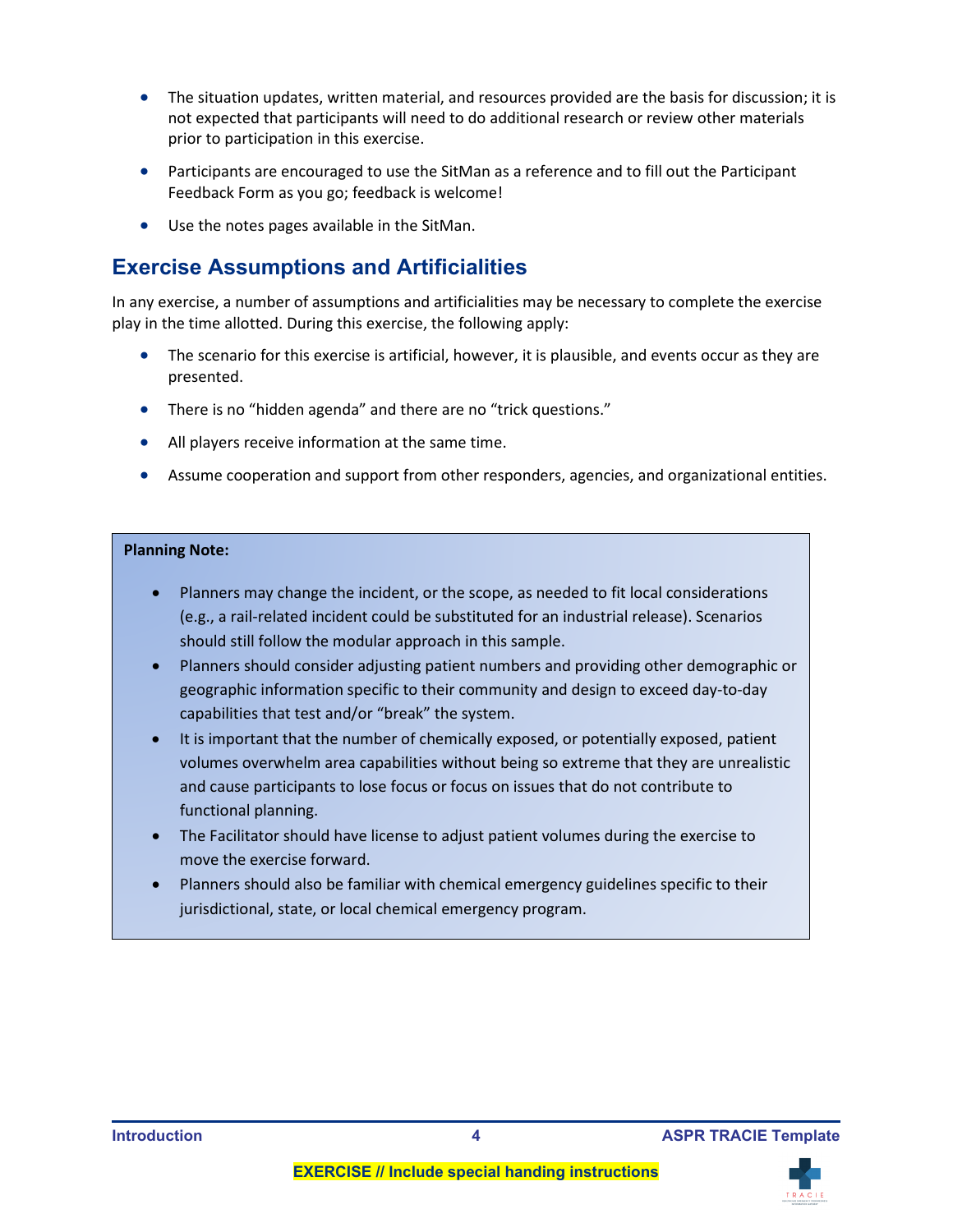- The situation updates, written material, and resources provided are the basis for discussion; it is not expected that participants will need to do additional research or review other materials prior to participation in this exercise.
- Participants are encouraged to use the SitMan as a reference and to fill out the Participant Feedback Form as you go; feedback is welcome!
- Use the notes pages available in the SitMan.

## Exercise Assumptions and Artificialities

In any exercise, a number of assumptions and artificialities may be necessary to complete the exercise play in the time allotted. During this exercise, the following apply:

- The scenario for this exercise is artificial, however, it is plausible, and events occur as they are presented.
- There is no "hidden agenda" and there are no "trick questions."
- All players receive information at the same time.
- Assume cooperation and support from other responders, agencies, and organizational entities.

**Planning Note:**

- Planners may change the incident, or the scope, as needed to fit local considerations (e.g., a rail-related incident could be substituted for an industrial release). Scenarios should still follow the modular approach in this sample.
- Planners should consider adjusting patient numbers and providing other demographic or geographic information specific to their community and design to exceed day-to-day capabilities that test and/or "break" the system.
- It is important that the number of chemically exposed, or potentially exposed, patient volumes overwhelm area capabilities without being so extreme that they are unrealistic and cause participants to lose focus or focus on issues that do not contribute to functional planning.
- The Facilitator should have license to adjust patient volumes during the exercise to move the exercise forward.
- Planners should also be familiar with chemical emergency guidelines specific to their jurisdictional, state, or local chemical emergency program.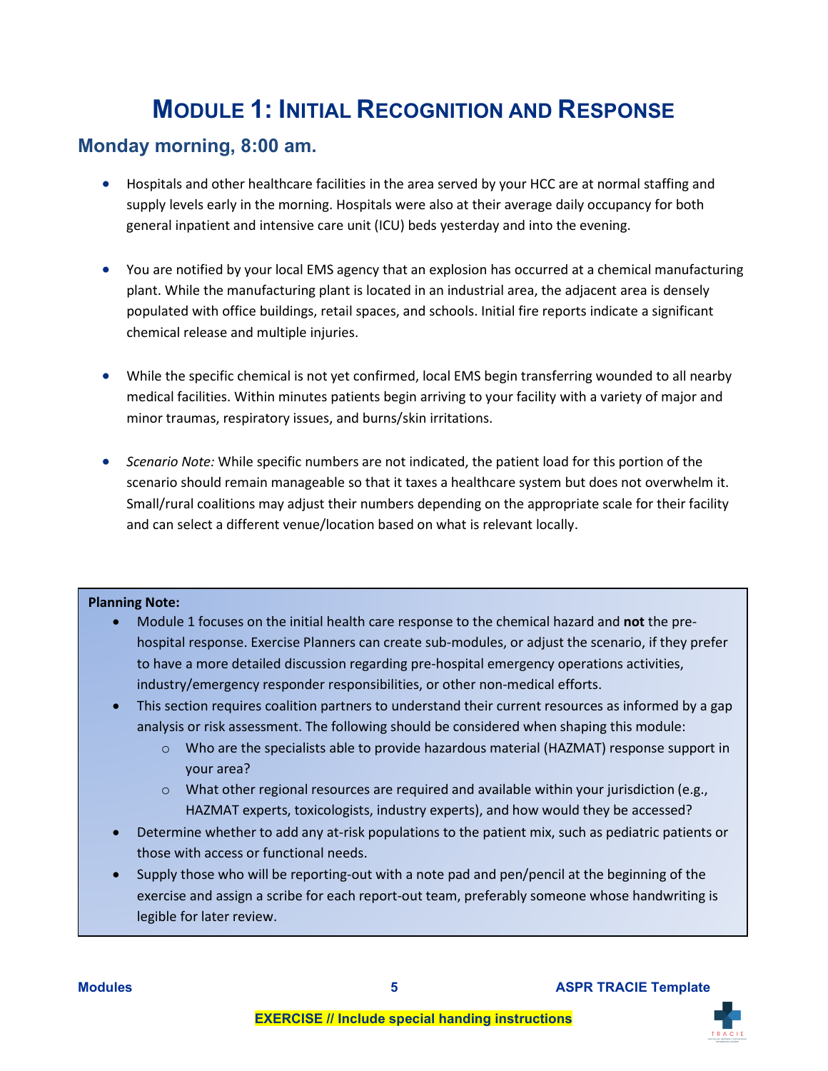# Module 1: Initial Recognition and Response

## Monday morning, 8:00 am.

- Hospitals and other healthcare facilities in the area served by your HCC are at normal staffing and supply levels early in the morning. Hospitals were also at their average daily occupancy for both general inpatient and intensive care unit (ICU) beds yesterday and into the evening.

- You are notified by your local EMS agency that an explosion has occurred at a chemical manufacturing plant. While the manufacturing plant is located in an industrial area, the adjacent area is densely populated with office buildings, retail spaces, and schools. Initial fire reports indicate a significant chemical release and multiple injuries.

- While the specific chemical is not yet confirmed, local EMS begin transferring wounded to all nearby medical facilities. Within minutes patients begin arriving to your facility with a variety of major and minor traumas, respiratory issues, and burns/skin irritations.

- *Scenario Note:* While specific numbers are not indicated, the patient load for this portion of the scenario should remain manageable so that it taxes a healthcare system but does not overwhelm it. Small/rural coalitions may adjust their numbers depending on the appropriate scale for their facility and can select a different venue/location based on what is relevant locally.

**Planning Note:**

- Module 1 focuses on the initial health care response to the chemical hazard and **not** the pre-hospital response. Exercise Planners can create sub-modules, or adjust the scenario, if they prefer to have a more detailed discussion regarding pre-hospital emergency operations activities, industry/emergency responder responsibilities, or other non-medical efforts.
- This section requires coalition partners to understand their current resources as informed by a gap analysis or risk assessment. The following should be considered when shaping this module:
  - Who are the specialists able to provide hazardous material (HAZMAT) response support in your area?
  - What other regional resources are required and available within your jurisdiction (e.g., HAZMAT experts, toxicologists, industry experts), and how would they be accessed?
- Determine whether to add any at-risk populations to the patient mix, such as pediatric patients or those with access or functional needs.
- Supply those who will be reporting-out with a note pad and pen/pencil at the beginning of the exercise and assign a scribe for each report-out team, preferably someone whose handwriting is legible for later review.

**EXERCISE // Include special handing instructions**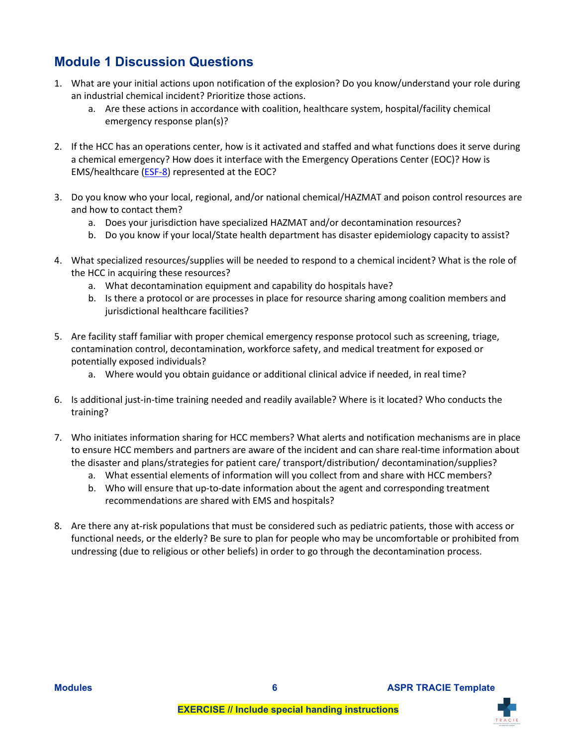## Module 1 Discussion Questions

1. What are your initial actions upon notification of the explosion? Do you know/understand your role during an industrial chemical incident? Prioritize those actions.
    a. Are these actions in accordance with coalition, healthcare system, hospital/facility chemical emergency response plan(s)?

2. If the HCC has an operations center, how is it activated and staffed and what functions does it serve during a chemical emergency? How does it interface with the Emergency Operations Center (EOC)? How is EMS/healthcare (ESF-8) represented at the EOC?

3. Do you know who your local, regional, and/or national chemical/HAZMAT and poison control resources are and how to contact them?
    a. Does your jurisdiction have specialized HAZMAT and/or decontamination resources?
    b. Do you know if your local/State health department has disaster epidemiology capacity to assist?

4. What specialized resources/supplies will be needed to respond to a chemical incident? What is the role of the HCC in acquiring these resources?
    a. What decontamination equipment and capability do hospitals have?
    b. Is there a protocol or are processes in place for resource sharing among coalition members and jurisdictional healthcare facilities?

5. Are facility staff familiar with proper chemical emergency response protocol such as screening, triage, contamination control, decontamination, workforce safety, and medical treatment for exposed or potentially exposed individuals?
    a. Where would you obtain guidance or additional clinical advice if needed, in real time?

6. Is additional just-in-time training needed and readily available? Where is it located? Who conducts the training?

7. Who initiates information sharing for HCC members? What alerts and notification mechanisms are in place to ensure HCC members and partners are aware of the incident and can share real-time information about the disaster and plans/strategies for patient care/ transport/distribution/ decontamination/supplies?
    a. What essential elements of information will you collect from and share with HCC members?
    b. Who will ensure that up-to-date information about the agent and corresponding treatment recommendations are shared with EMS and hospitals?

8. Are there any at-risk populations that must be considered such as pediatric patients, those with access or functional needs, or the elderly? Be sure to plan for people who may be uncomfortable or prohibited from undressing (due to religious or other beliefs) in order to go through the decontamination process.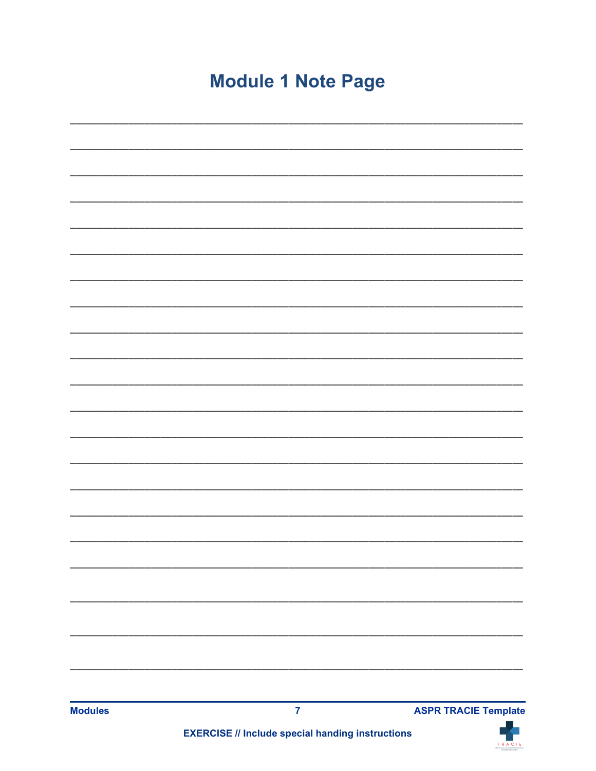# Module 1 Note Page

___________________________________________________________________________

___________________________________________________________________________

___________________________________________________________________________

___________________________________________________________________________

___________________________________________________________________________

___________________________________________________________________________

___________________________________________________________________________

___________________________________________________________________________

___________________________________________________________________________

___________________________________________________________________________

___________________________________________________________________________

___________________________________________________________________________

___________________________________________________________________________

___________________________________________________________________________

___________________________________________________________________________

___________________________________________________________________________

___________________________________________________________________________

___________________________________________________________________________

___________________________________________________________________________

___________________________________________________________________________

___________________________________________________________________________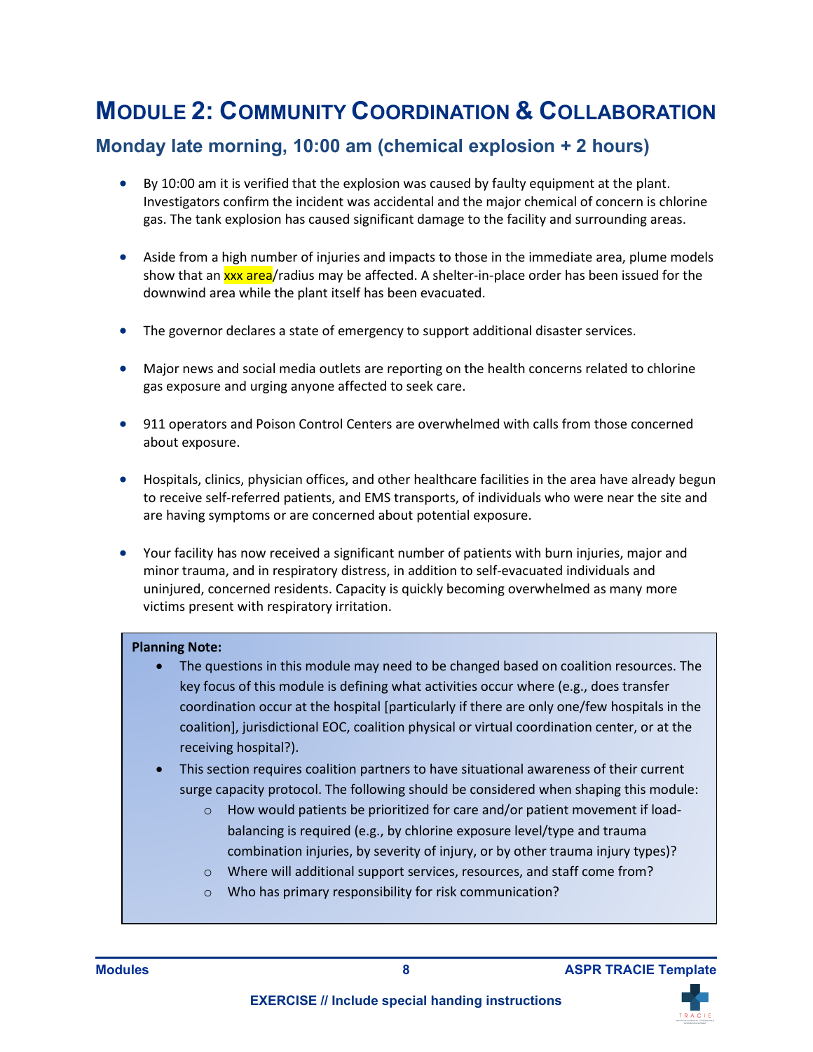# Module 2: Community Coordination & Collaboration

## Monday late morning, 10:00 am (chemical explosion + 2 hours)

- By 10:00 am it is verified that the explosion was caused by faulty equipment at the plant. Investigators confirm the incident was accidental and the major chemical of concern is chlorine gas. The tank explosion has caused significant damage to the facility and surrounding areas.
- Aside from a high number of injuries and impacts to those in the immediate area, plume models show that an xxx area/radius may be affected. A shelter-in-place order has been issued for the downwind area while the plant itself has been evacuated.
- The governor declares a state of emergency to support additional disaster services.
- Major news and social media outlets are reporting on the health concerns related to chlorine gas exposure and urging anyone affected to seek care.
- 911 operators and Poison Control Centers are overwhelmed with calls from those concerned about exposure.
- Hospitals, clinics, physician offices, and other healthcare facilities in the area have already begun to receive self-referred patients, and EMS transports, of individuals who were near the site and are having symptoms or are concerned about potential exposure.
- Your facility has now received a significant number of patients with burn injuries, major and minor trauma, and in respiratory distress, in addition to self-evacuated individuals and uninjured, concerned residents. Capacity is quickly becoming overwhelmed as many more victims present with respiratory irritation.

**Planning Note:**

- The questions in this module may need to be changed based on coalition resources. The key focus of this module is defining what activities occur where (e.g., does transfer coordination occur at the hospital [particularly if there are only one/few hospitals in the coalition], jurisdictional EOC, coalition physical or virtual coordination center, or at the receiving hospital?).
- This section requires coalition partners to have situational awareness of their current surge capacity protocol. The following should be considered when shaping this module:
  - How would patients be prioritized for care and/or patient movement if load-balancing is required (e.g., by chlorine exposure level/type and trauma combination injuries, by severity of injury, or by other trauma injury types)?
  - Where will additional support services, resources, and staff come from?
  - Who has primary responsibility for risk communication?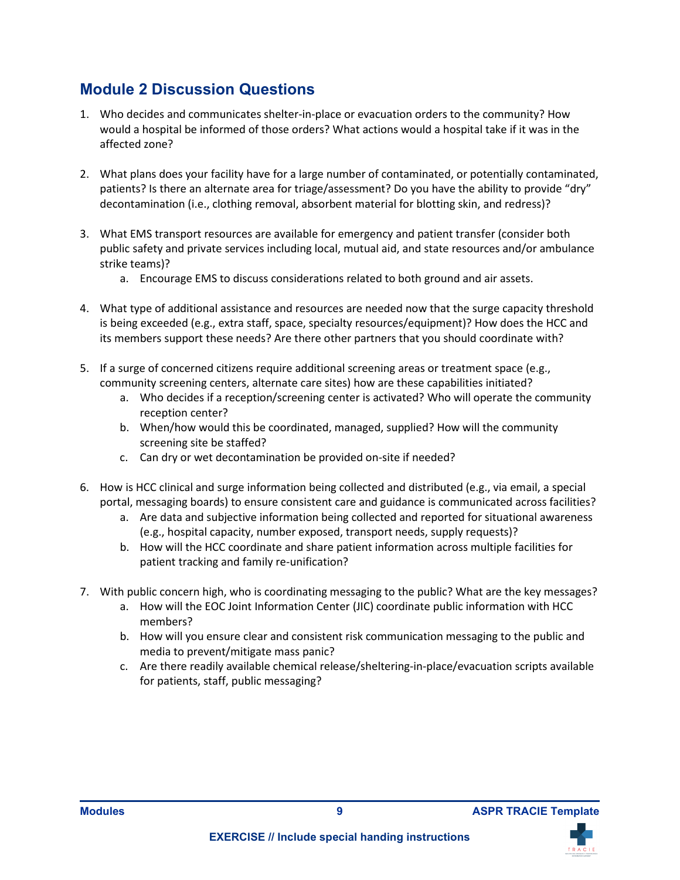## Module 2 Discussion Questions

1. Who decides and communicates shelter-in-place or evacuation orders to the community? How would a hospital be informed of those orders? What actions would a hospital take if it was in the affected zone?
2. What plans does your facility have for a large number of contaminated, or potentially contaminated, patients? Is there an alternate area for triage/assessment? Do you have the ability to provide "dry" decontamination (i.e., clothing removal, absorbent material for blotting skin, and redress)?
3. What EMS transport resources are available for emergency and patient transfer (consider both public safety and private services including local, mutual aid, and state resources and/or ambulance strike teams)?
    a. Encourage EMS to discuss considerations related to both ground and air assets.
4. What type of additional assistance and resources are needed now that the surge capacity threshold is being exceeded (e.g., extra staff, space, specialty resources/equipment)? How does the HCC and its members support these needs? Are there other partners that you should coordinate with?
5. If a surge of concerned citizens require additional screening areas or treatment space (e.g., community screening centers, alternate care sites) how are these capabilities initiated?
    a. Who decides if a reception/screening center is activated? Who will operate the community reception center?
    b. When/how would this be coordinated, managed, supplied? How will the community screening site be staffed?
    c. Can dry or wet decontamination be provided on-site if needed?
6. How is HCC clinical and surge information being collected and distributed (e.g., via email, a special portal, messaging boards) to ensure consistent care and guidance is communicated across facilities?
    a. Are data and subjective information being collected and reported for situational awareness (e.g., hospital capacity, number exposed, transport needs, supply requests)?
    b. How will the HCC coordinate and share patient information across multiple facilities for patient tracking and family re-unification?
7. With public concern high, who is coordinating messaging to the public? What are the key messages?
    a. How will the EOC Joint Information Center (JIC) coordinate public information with HCC members?
    b. How will you ensure clear and consistent risk communication messaging to the public and media to prevent/mitigate mass panic?
    c. Are there readily available chemical release/sheltering-in-place/evacuation scripts available for patients, staff, public messaging?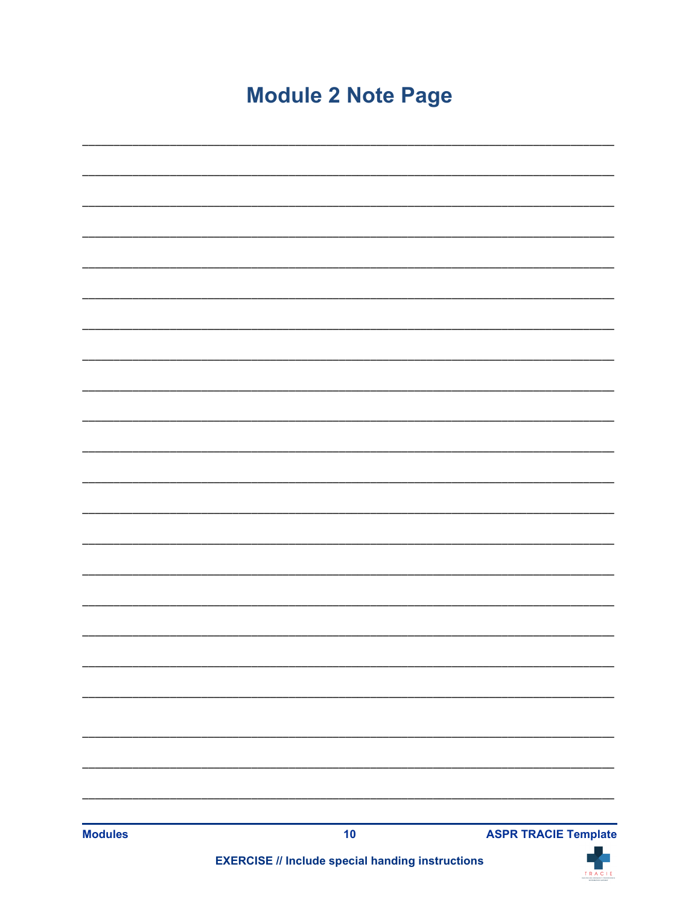# Module 2 Note Page

___________________________________________________________________________

___________________________________________________________________________

___________________________________________________________________________

___________________________________________________________________________

___________________________________________________________________________

___________________________________________________________________________

___________________________________________________________________________

___________________________________________________________________________

___________________________________________________________________________

___________________________________________________________________________

___________________________________________________________________________

___________________________________________________________________________

___________________________________________________________________________

___________________________________________________________________________

___________________________________________________________________________

___________________________________________________________________________

___________________________________________________________________________

___________________________________________________________________________

___________________________________________________________________________

___________________________________________________________________________

___________________________________________________________________________

___________________________________________________________________________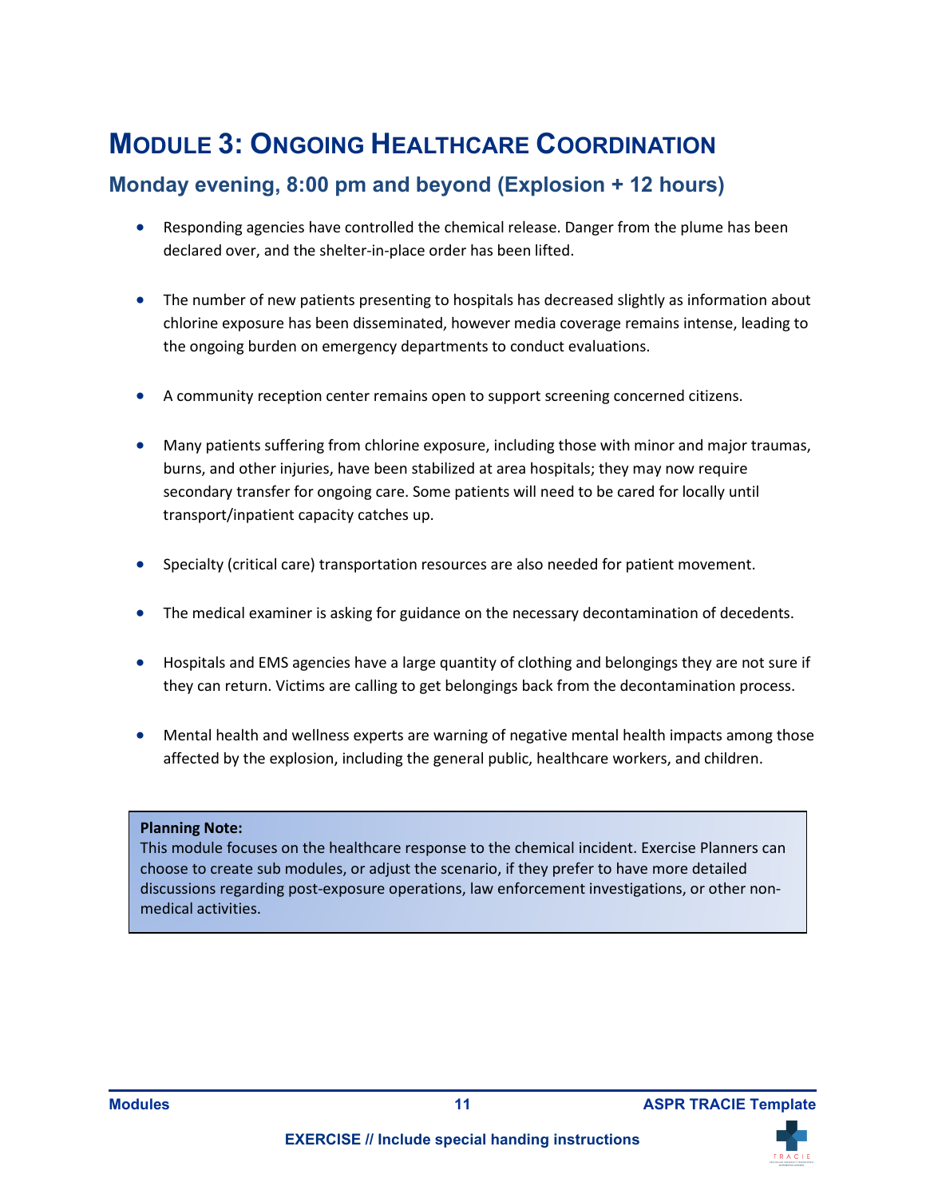# Module 3: Ongoing Healthcare Coordination

## Monday evening, 8:00 pm and beyond (Explosion + 12 hours)

- Responding agencies have controlled the chemical release. Danger from the plume has been declared over, and the shelter-in-place order has been lifted.
- The number of new patients presenting to hospitals has decreased slightly as information about chlorine exposure has been disseminated, however media coverage remains intense, leading to the ongoing burden on emergency departments to conduct evaluations.
- A community reception center remains open to support screening concerned citizens.
- Many patients suffering from chlorine exposure, including those with minor and major traumas, burns, and other injuries, have been stabilized at area hospitals; they may now require secondary transfer for ongoing care. Some patients will need to be cared for locally until transport/inpatient capacity catches up.
- Specialty (critical care) transportation resources are also needed for patient movement.
- The medical examiner is asking for guidance on the necessary decontamination of decedents.
- Hospitals and EMS agencies have a large quantity of clothing and belongings they are not sure if they can return. Victims are calling to get belongings back from the decontamination process.
- Mental health and wellness experts are warning of negative mental health impacts among those affected by the explosion, including the general public, healthcare workers, and children.

**Planning Note:**
This module focuses on the healthcare response to the chemical incident. Exercise Planners can choose to create sub modules, or adjust the scenario, if they prefer to have more detailed discussions regarding post-exposure operations, law enforcement investigations, or other non-medical activities.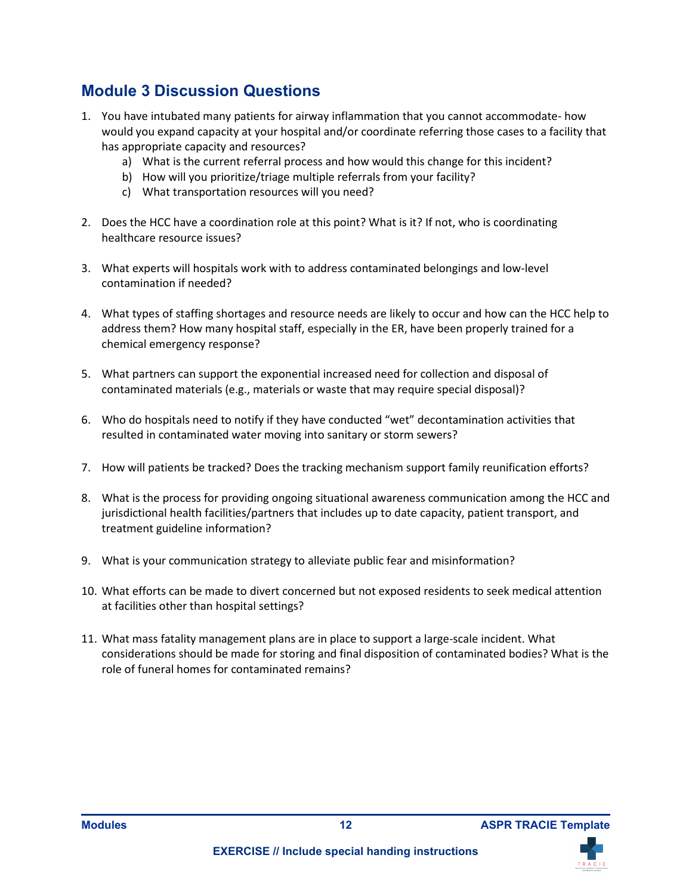## Module 3 Discussion Questions

1. You have intubated many patients for airway inflammation that you cannot accommodate- how would you expand capacity at your hospital and/or coordinate referring those cases to a facility that has appropriate capacity and resources?
    a) What is the current referral process and how would this change for this incident?
    b) How will you prioritize/triage multiple referrals from your facility?
    c) What transportation resources will you need?

2. Does the HCC have a coordination role at this point? What is it? If not, who is coordinating healthcare resource issues?

3. What experts will hospitals work with to address contaminated belongings and low-level contamination if needed?

4. What types of staffing shortages and resource needs are likely to occur and how can the HCC help to address them? How many hospital staff, especially in the ER, have been properly trained for a chemical emergency response?

5. What partners can support the exponential increased need for collection and disposal of contaminated materials (e.g., materials or waste that may require special disposal)?

6. Who do hospitals need to notify if they have conducted "wet" decontamination activities that resulted in contaminated water moving into sanitary or storm sewers?

7. How will patients be tracked? Does the tracking mechanism support family reunification efforts?

8. What is the process for providing ongoing situational awareness communication among the HCC and jurisdictional health facilities/partners that includes up to date capacity, patient transport, and treatment guideline information?

9. What is your communication strategy to alleviate public fear and misinformation?

10. What efforts can be made to divert concerned but not exposed residents to seek medical attention at facilities other than hospital settings?

11. What mass fatality management plans are in place to support a large-scale incident. What considerations should be made for storing and final disposition of contaminated bodies? What is the role of funeral homes for contaminated remains?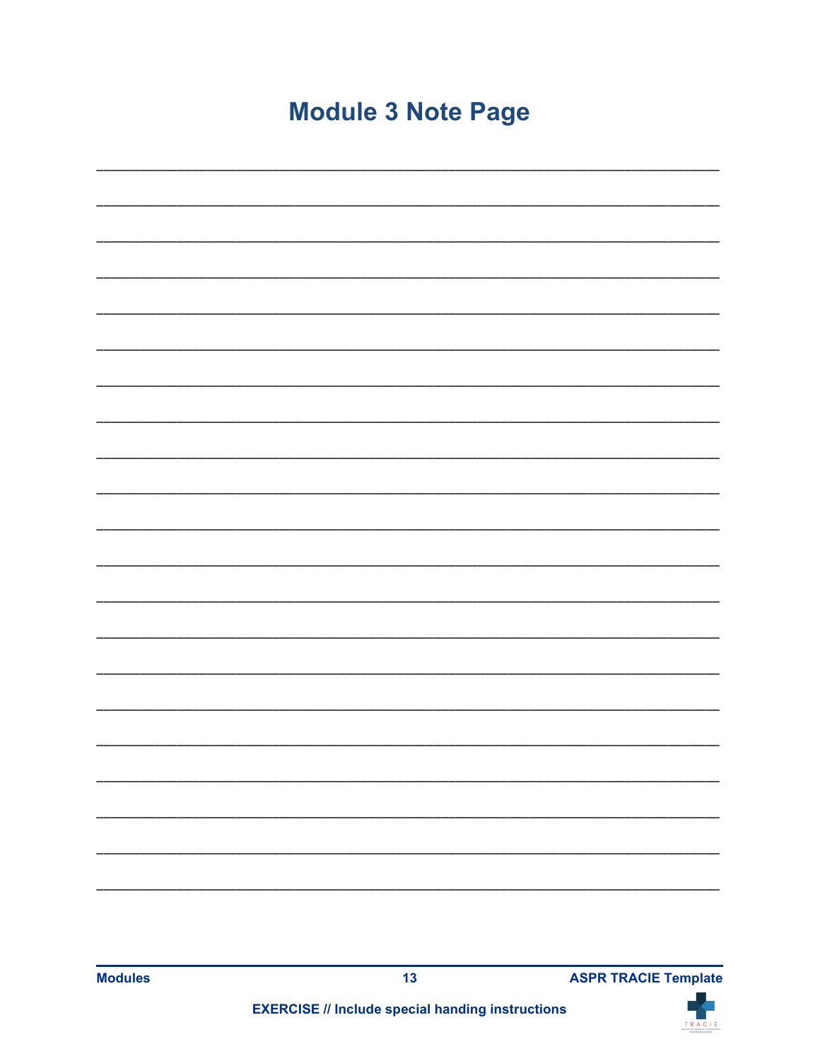# Module 3 Note Page

_______________________________________________________________________________

_______________________________________________________________________________

_______________________________________________________________________________

_______________________________________________________________________________

_______________________________________________________________________________

_______________________________________________________________________________

_______________________________________________________________________________

_______________________________________________________________________________

_______________________________________________________________________________

_______________________________________________________________________________

_______________________________________________________________________________

_______________________________________________________________________________

_______________________________________________________________________________

_______________________________________________________________________________

_______________________________________________________________________________

_______________________________________________________________________________

_______________________________________________________________________________

_______________________________________________________________________________

_______________________________________________________________________________

_______________________________________________________________________________

_______________________________________________________________________________